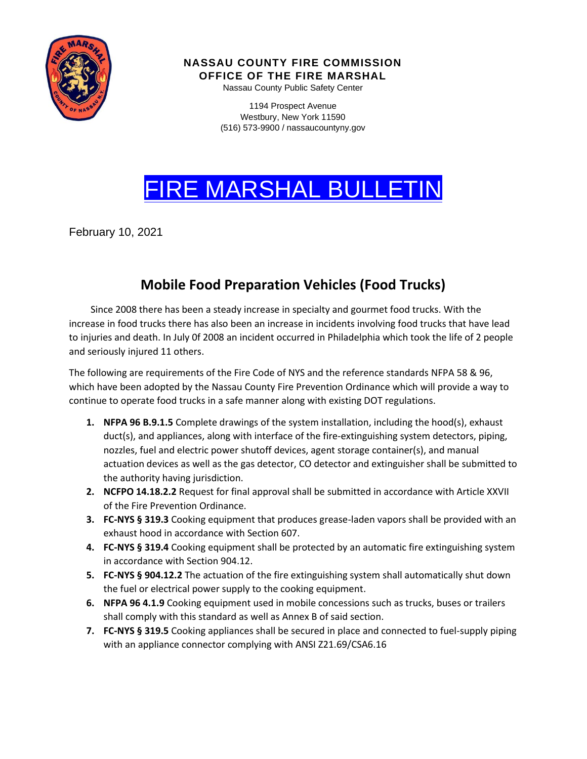**NASSAU COUNTY FIRE COMMISSION**
**OFFICE OF THE FIRE MARSHAL**
Nassau County Public Safety Center

1194 Prospect Avenue
Westbury, New York 11590
(516) 573-9900 / nassaucountyny.gov

# FIRE MARSHAL BULLETIN

February 10, 2021

## Mobile Food Preparation Vehicles (Food Trucks)

Since 2008 there has been a steady increase in specialty and gourmet food trucks. With the increase in food trucks there has also been an increase in incidents involving food trucks that have lead to injuries and death. In July 0f 2008 an incident occurred in Philadelphia which took the life of 2 people and seriously injured 11 others.

The following are requirements of the Fire Code of NYS and the reference standards NFPA 58 & 96, which have been adopted by the Nassau County Fire Prevention Ordinance which will provide a way to continue to operate food trucks in a safe manner along with existing DOT regulations.

1. **NFPA 96 B.9.1.5** Complete drawings of the system installation, including the hood(s), exhaust duct(s), and appliances, along with interface of the fire-extinguishing system detectors, piping, nozzles, fuel and electric power shutoff devices, agent storage container(s), and manual actuation devices as well as the gas detector, CO detector and extinguisher shall be submitted to the authority having jurisdiction.
2. **NCFPO 14.18.2.2** Request for final approval shall be submitted in accordance with Article XXVII of the Fire Prevention Ordinance.
3. **FC-NYS § 319.3** Cooking equipment that produces grease-laden vapors shall be provided with an exhaust hood in accordance with Section 607.
4. **FC-NYS § 319.4** Cooking equipment shall be protected by an automatic fire extinguishing system in accordance with Section 904.12.
5. **FC-NYS § 904.12.2** The actuation of the fire extinguishing system shall automatically shut down the fuel or electrical power supply to the cooking equipment.
6. **NFPA 96 4.1.9** Cooking equipment used in mobile concessions such as trucks, buses or trailers shall comply with this standard as well as Annex B of said section.
7. **FC-NYS § 319.5** Cooking appliances shall be secured in place and connected to fuel-supply piping with an appliance connector complying with ANSI Z21.69/CSA6.16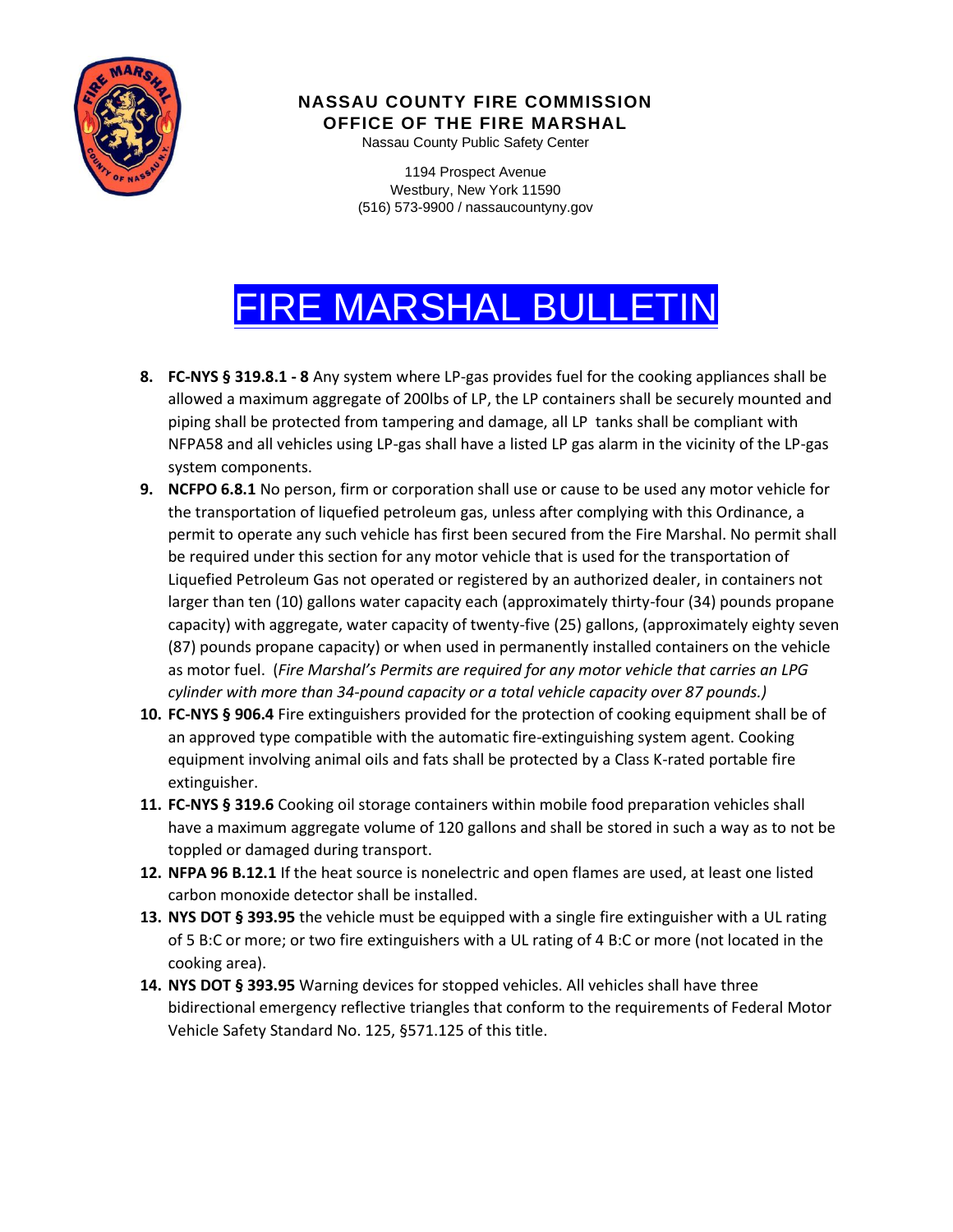**NASSAU COUNTY FIRE COMMISSION**
**OFFICE OF THE FIRE MARSHAL**
Nassau County Public Safety Center

1194 Prospect Avenue
Westbury, New York 11590
(516) 573-9900 / nassaucountyny.gov

# FIRE MARSHAL BULLETIN

8. **FC-NYS § 319.8.1 - 8** Any system where LP-gas provides fuel for the cooking appliances shall be allowed a maximum aggregate of 200lbs of LP, the LP containers shall be securely mounted and piping shall be protected from tampering and damage, all LP tanks shall be compliant with NFPA58 and all vehicles using LP-gas shall have a listed LP gas alarm in the vicinity of the LP-gas system components.
9. **NCFPO 6.8.1** No person, firm or corporation shall use or cause to be used any motor vehicle for the transportation of liquefied petroleum gas, unless after complying with this Ordinance, a permit to operate any such vehicle has first been secured from the Fire Marshal. No permit shall be required under this section for any motor vehicle that is used for the transportation of Liquefied Petroleum Gas not operated or registered by an authorized dealer, in containers not larger than ten (10) gallons water capacity each (approximately thirty-four (34) pounds propane capacity) with aggregate, water capacity of twenty-five (25) gallons, (approximately eighty seven (87) pounds propane capacity) or when used in permanently installed containers on the vehicle as motor fuel. (*Fire Marshal's Permits are required for any motor vehicle that carries an LPG cylinder with more than 34-pound capacity or a total vehicle capacity over 87 pounds.)*
10. **FC-NYS § 906.4** Fire extinguishers provided for the protection of cooking equipment shall be of an approved type compatible with the automatic fire-extinguishing system agent. Cooking equipment involving animal oils and fats shall be protected by a Class K-rated portable fire extinguisher.
11. **FC-NYS § 319.6** Cooking oil storage containers within mobile food preparation vehicles shall have a maximum aggregate volume of 120 gallons and shall be stored in such a way as to not be toppled or damaged during transport.
12. **NFPA 96 B.12.1** If the heat source is nonelectric and open flames are used, at least one listed carbon monoxide detector shall be installed.
13. **NYS DOT § 393.95** the vehicle must be equipped with a single fire extinguisher with a UL rating of 5 B:C or more; or two fire extinguishers with a UL rating of 4 B:C or more (not located in the cooking area).
14. **NYS DOT § 393.95** Warning devices for stopped vehicles. All vehicles shall have three bidirectional emergency reflective triangles that conform to the requirements of Federal Motor Vehicle Safety Standard No. 125, §571.125 of this title.